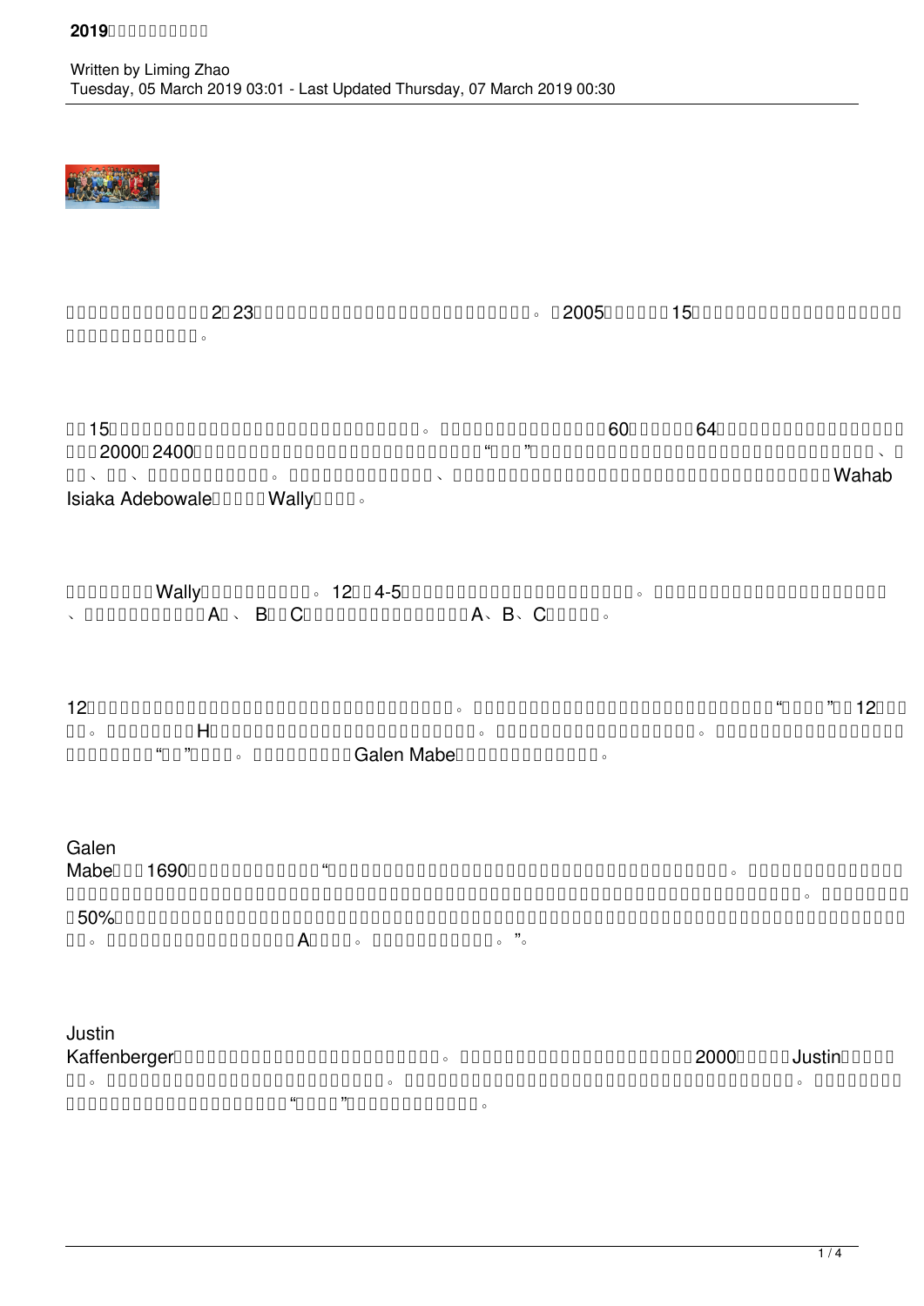□□□□□□□□□□□□□□2□23□□□□□□□□□□□□□□□□□□□□□□□□□□□□。□2005□□□□□□15□□□□□□□□□□□□□□□□□□□□□□□□□□□□□□□□□□□□。

□□15□□□□□□□□□□□□□□□□□□□□□□□□□□□□□。□□□□□□□□□□□□□□□□60□□□□□□64□□□□□□□□□□□□□□□□□□□□2000□2400□□□□□□□□□□□□□□□□□□□□□□□□□□□□“□□□”□□□□□□□□□□□□□□□□□□□□□□□□□□□□□、□□□、□□、□□□□□□□□□□□□。□□□□□□□□□□□□□□、□□□□□□□□□□□□□□□□□□□□□□□□□□□□□□□□□□□□□Wahab Isiaka Adebowale□□□□□Wally□□□□。

□□□□□□□□Wally□□□□□□□□□□□□。12□□4-5□□□□□□□□□□□□□□□□□□□□□□□□。□□□□□□□□□□□□□□□□□□□□□□□□□、□□□□□□□□□□□□A□、 B□□C□□□□□□□□□□□□□□□□A、B、C□□□□□□。

12□□□□□□□□□□□□□□□□□□□□□□□□□□□□□□□□□□□。□□□□□□□□□□□□□□□□□□□□□□□□□□□□□□“□□□□”□□12□□□□□。□□□□□□□□H□□□□□□□□□□□□□□□□□□□□□□□□□□□。□□□□□□□□□□□□□□□□□□□□□□。□□□□□□□□□□□□□□□□□□□□□□□□□“□□”□□□□。□□□□□□□□□□Galen Mabe□□□□□□□□□□□□□□□□。

Galen Mabe□□□1690□□□□□□□□□□□□□□“□□□□□□□□□□□□□□□□□□□□□□□□□□□□□□□□□□□□□□□□。□□□□□□□□□□□□□□□□□□□□□□□□□□□□□□□□□□□□□□□□□□□□□□□□□□□□□□□□□□□□□□□□□□□□□□□□□□□□□□□。□□□□□□□□□50%□□□□□□□□□□□□□□□□□□□□□□□□□□□□□□□□□□□□□□□□□□□□□□□□□□□□□□□□□□□□□□□□□□□□□□□□。□□□□□□□□□□□□□□□□□□A□□□□。□□□□□□□□□□□□□。”。

Justin Kaffenberger□□□□□□□□□□□□□□□□□□□□□□□□□□□□□。□□□□□□□□□□□□□□□□□□□□□□□□2000□□□□□Justin□□□□□□□。□□□□□□□□□□□□□□□□□□□□□□□□□□□□。□□□□□□□□□□□□□□□□□□□□□□□□□□□□□□□□□□□□□□□□。□□□□□□□□□□□□□□□□□□□□□□□□□“□□□□”□□□□□□□□□□□□□□。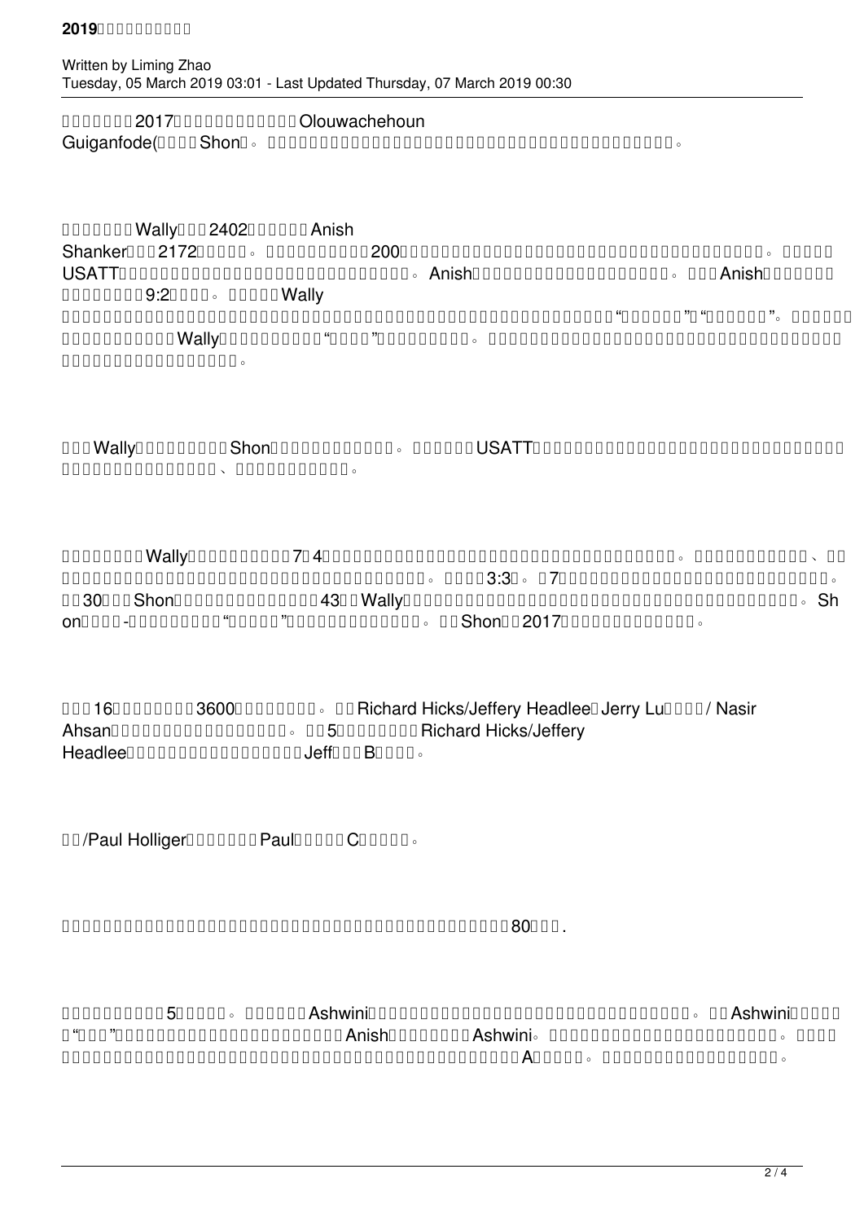□□□□□□□□2017□□□□□□□□□□□□□Olouwachehoun Guiganfode(□□□□□Shon□。□□□□□□□□□□□□□□□□□□□□□□□□□□□□□□□□□□□□□□□□□□□□□□。

□□□□□□□□Wally□□□2402□□□□□□□□Anish Shanker□□□2172□□□□□□。□□□□□□□□□□□200□□□□□□□□□□□□□□□□□□□□□□□□□□□□□□□□□□□□□□□□。□□□□□USATT□□□□□□□□□□□□□□□□□□□□□□□□□□□□□□□□□□□□□。Anish□□□□□□□□□□□□□□□□□□□□□□□□□。□□□Anish□□□□□□□□□□□□□□□9:2□□□□□。□□□□□□Wally□□□□□□□□□□□□□□□□□□□□□□□□□□□□□□□□□□□□□□□□□□□□□□□□□□□□□□□□□□□□□□□"□□□□□□"□"□□□□□□"。□□□□□□□□□□□□□□□□□Wally□□□□□□□□□□□□"□□□□"□□□□□□□□□□□。□□□□□□□□□□□□□□□□□□□□□□□□□□□□□□□□□□□□□□□□□□□□□□□□□□□□□□□□□□□□□。

□□□Wally□□□□□□□□□□□Shon□□□□□□□□□□□□□□□□。□□□□□□USATT□□□□□□□□□□□□□□□□□□□□□□□□□□□□□□□□□□□□□□□□□□□□□□□□□□□、□□□□□□□□□□□□。

□□□□□□□□Wally□□□□□□□□□□□7□4□□□□□□□□□□□□□□□□□□□□□□□□□□□□□□□□□□□□□□□□□□。□□□□□□□□□□□□、□□□□□□□□□□□□□□□□□□□□□□□□□□□□□□□□□□□□□□□□□□□□□□□。□□□□3:3□。□7□□□□□□□□□□□□□□□□□□□□□□□□□□□□□□□□□□□。□□30□□□Shon□□□□□□□□□□□□□□□□□43□□Wally□□□□□□□□□□□□□□□□□□□□□□□□□□□□□□□□□□□□□□□□□□□□□。Shon□□□□-□□□□□□□□□□"□□□□□"□□□□□□□□□□□□□□□。□□Shon□□2017□□□□□□□□□□□□□□□□。

□□□16□□□□□□□□□3600□□□□□□□□□□。□□Richard Hicks/Jeffery Headlee□Jerry Lu□□□□/ Nasir Ahsan□□□□□□□□□□□□□□□□□□□□。□□5□□□□□□□□□Richard Hicks/Jeffery Headlee□□□□□□□□□□□□□□□□□□Jeff□□□B□□□□□。

□□/Paul Holliger□□□□□□□□Paul□□□□□□C□□□□□□。

□□□□□□□□□□□□□□□□□□□□□□□□□□□□□□□□□□□□□□□□□□□□□□80□□□□.

□□□□□□□□□□□5□□□□□□。□□□□□□Ashwini□□□□□□□□□□□□□□□□□□□□□□□□□□□□□□□□□□□□□□□□。□□Ashwini□□□□□□"□□□"□□□□□□□□□□□□□□□□□□□□□□□□□Anish□□□□□□□□□Ashwini。□□□□□□□□□□□□□□□□□□□□□□□□□□。□□□□□□□□□□□□□□□□□□□□□□□□□□□□□□□□□□□□□□□□□□□□□□□□A□□□□□□。□□□□□□□□□□□□□□□□□□□□。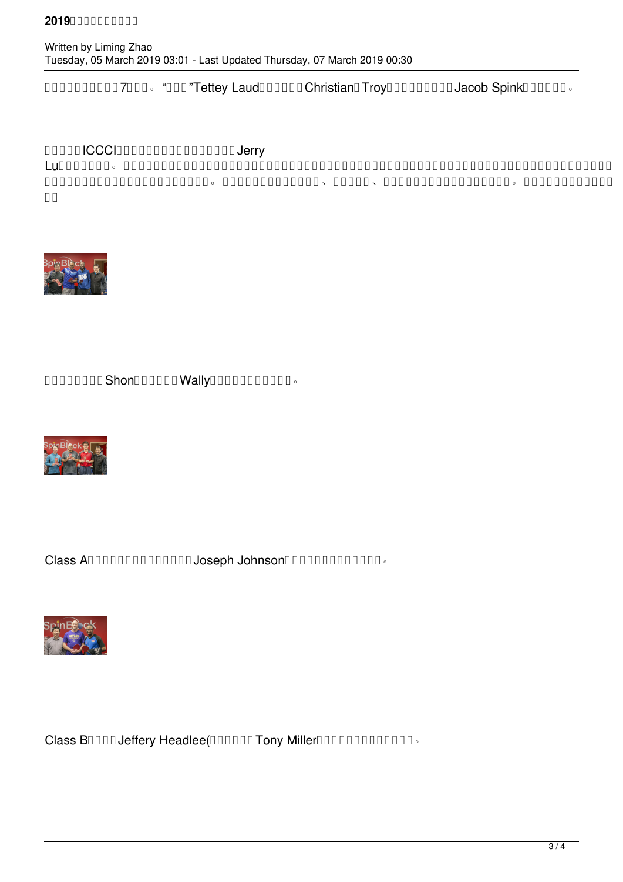□□□□□□□□□□7□□□。“□□□”Tettey Laud□□□□□□Christian□Troy□□□□□□□□□Jacob Spink□□□□□□。

□□□□□ICCCI□□□□□□□□□□□□□□□□□Jerry Lu□□□□□□□□。□□□□□□□□□□□□□□□□□□□□□□□□□□□□□□□□□□□□□□□□□□□□□□□□□□□□□□□□□□□□□□□□□□□□□□□□□□□□□□□□□□□□□□□□□□□□□□□□□□□□□□□□□□□□□。□□□□□□□□□□□□□□、□□□□□、□□□□□□□□□□□□□□□□□□□。□□□□□□□□□□□□□□

□□□□□□□□Shon□□□□□□□Wally□□□□□□□□□□□□。

Class A□□□□□□□□□□□□□□□Joseph Johnson□□□□□□□□□□□□□□。

Class B□□□□Jeffery Headlee(□□□□□□□Tony Miller□□□□□□□□□□□□□□。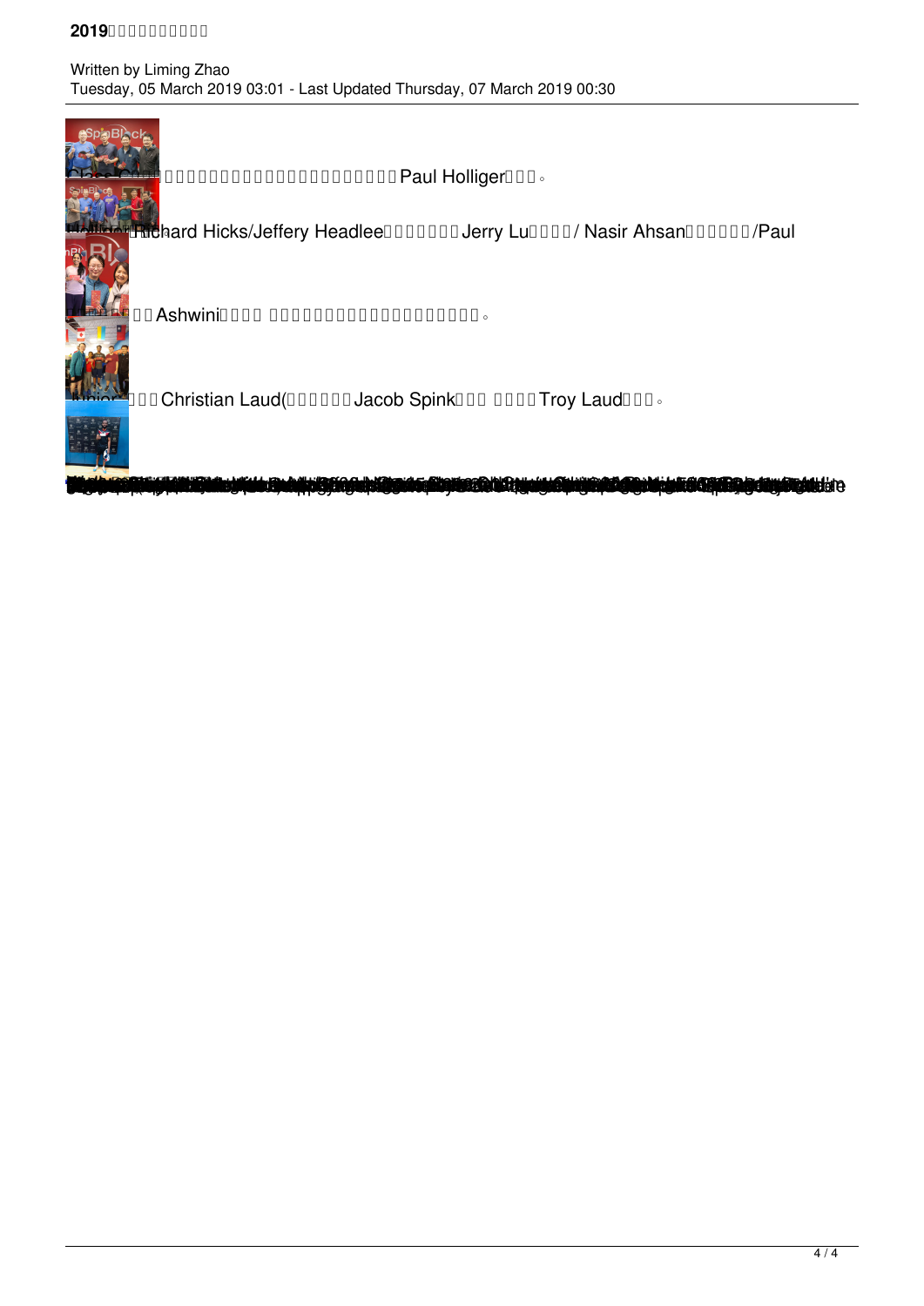Written by Liming Zhao
Tuesday, 05 March 2019 03:01 - Last Updated Thursday, 07 March 2019 00:30

Class ?  Paul Holliger。

Holliger Richard Hicks/Jeffery Headlee Jerry Lu / Nasir Ahsan /Paul

Ashwini 。

Junior Christian Laud( Jacob Spink Troy Laud。